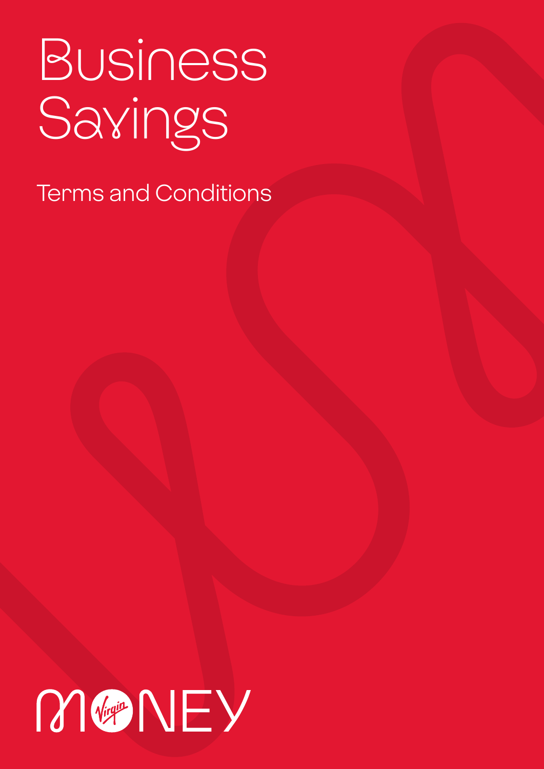# Business Savings

## Terms and Conditions

MONEY Virgin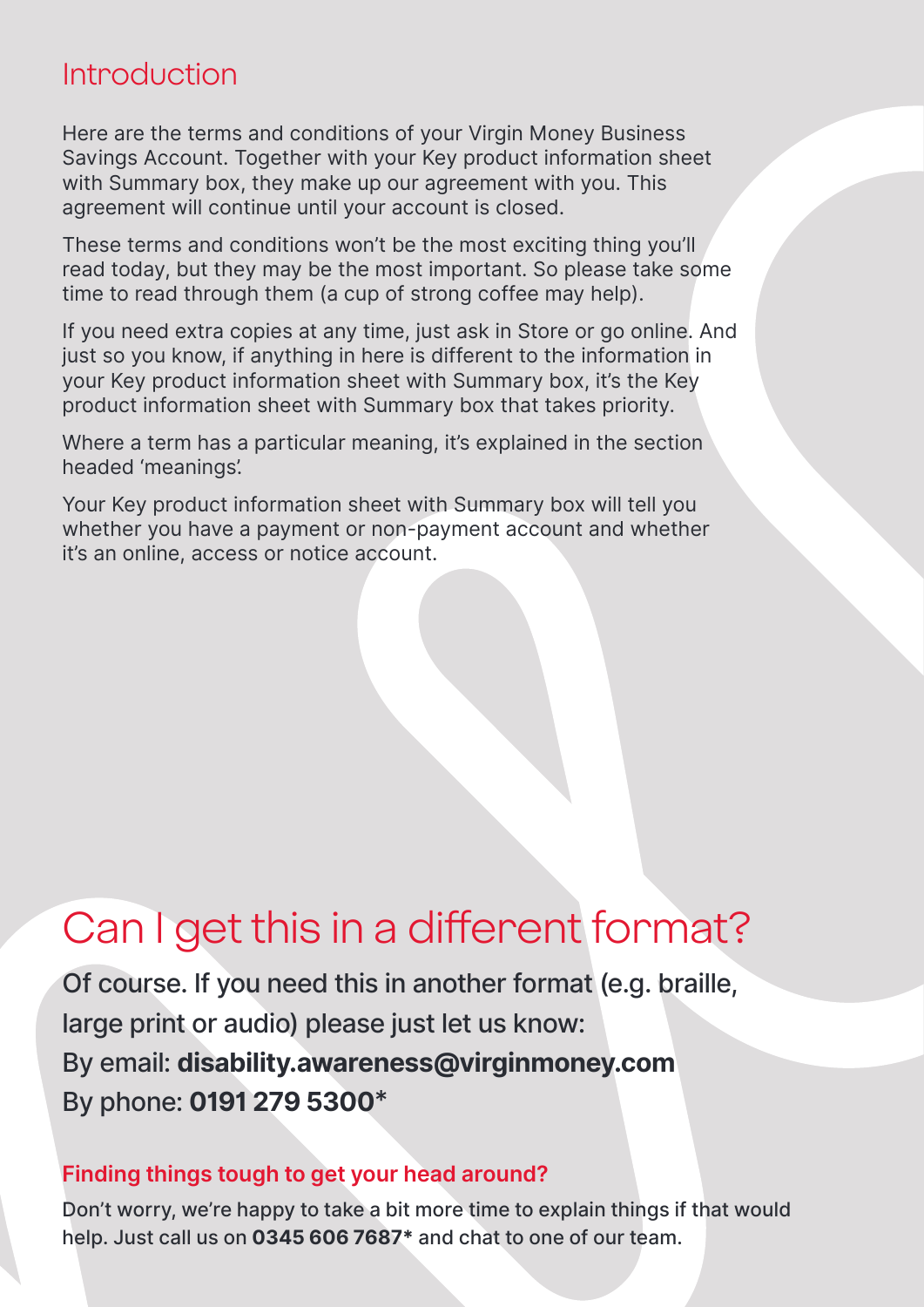## Introduction

Here are the terms and conditions of your Virgin Money Business Savings Account. Together with your Key product information sheet with Summary box, they make up our agreement with you. This agreement will continue until your account is closed.

These terms and conditions won't be the most exciting thing you'll read today, but they may be the most important. So please take some time to read through them (a cup of strong coffee may help).

If you need extra copies at any time, just ask in Store or go online. And just so you know, if anything in here is different to the information in your Key product information sheet with Summary box, it's the Key product information sheet with Summary box that takes priority.

Where a term has a particular meaning, it's explained in the section headed 'meanings'.

Your Key product information sheet with Summary box will tell you whether you have a payment or non-payment account and whether it's an online, access or notice account.

# Can I get this in a different format?

Of course. If you need this in another format (e.g. braille, large print or audio) please just let us know:

By email: **disability.awareness@virginmoney.com**

By phone: **0191 279 5300***

### Finding things tough to get your head around?

Don't worry, we're happy to take a bit more time to explain things if that would help. Just call us on **0345 606 7687*** and chat to one of our team.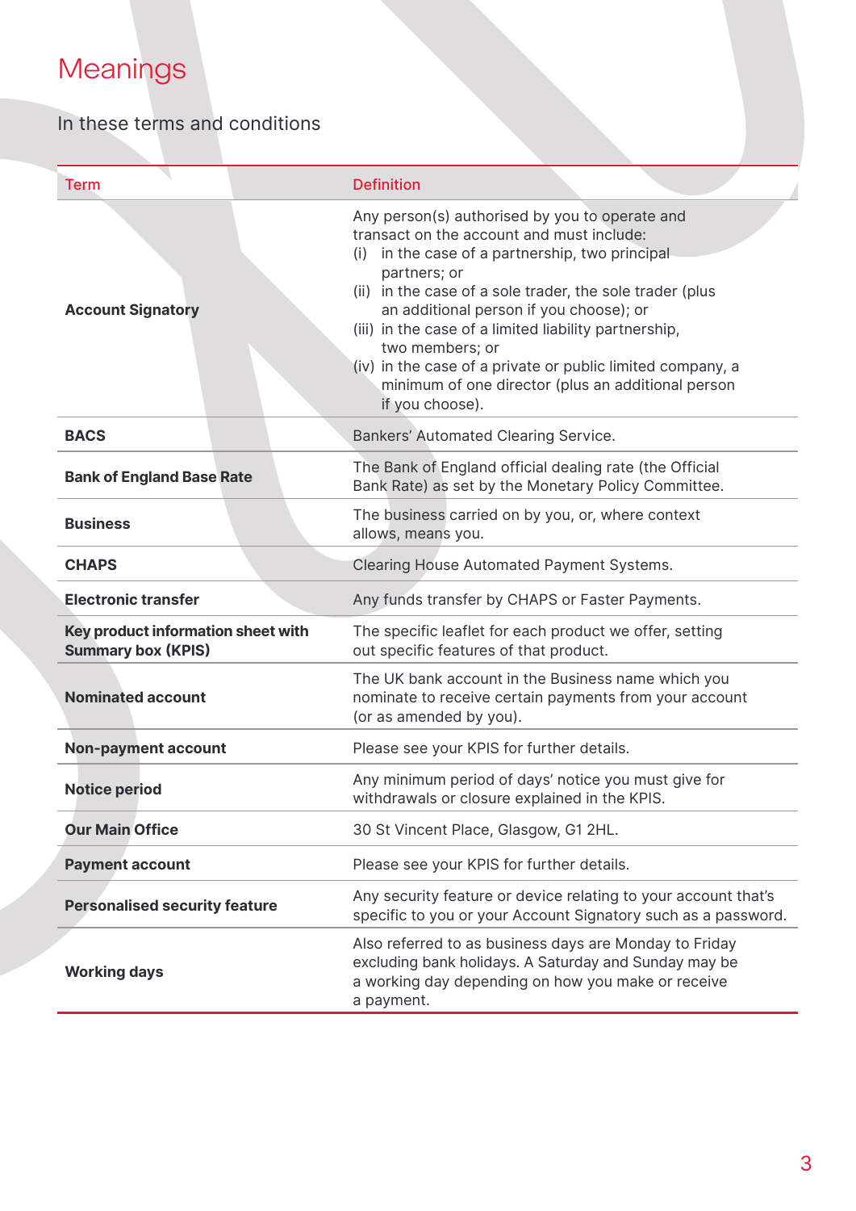# Meanings

In these terms and conditions

| Term | Definition |
| --- | --- |
| **Account Signatory** | Any person(s) authorised by you to operate and transact on the account and must include:<br>(i) in the case of a partnership, two principal partners; or<br>(ii) in the case of a sole trader, the sole trader (plus an additional person if you choose); or<br>(iii) in the case of a limited liability partnership, two members; or<br>(iv) in the case of a private or public limited company, a minimum of one director (plus an additional person if you choose). |
| **BACS** | Bankers' Automated Clearing Service. |
| **Bank of England Base Rate** | The Bank of England official dealing rate (the Official Bank Rate) as set by the Monetary Policy Committee. |
| **Business** | The business carried on by you, or, where context allows, means you. |
| **CHAPS** | Clearing House Automated Payment Systems. |
| **Electronic transfer** | Any funds transfer by CHAPS or Faster Payments. |
| **Key product information sheet with Summary box (KPIS)** | The specific leaflet for each product we offer, setting out specific features of that product. |
| **Nominated account** | The UK bank account in the Business name which you nominate to receive certain payments from your account (or as amended by you). |
| **Non-payment account** | Please see your KPIS for further details. |
| **Notice period** | Any minimum period of days' notice you must give for withdrawals or closure explained in the KPIS. |
| **Our Main Office** | 30 St Vincent Place, Glasgow, G1 2HL. |
| **Payment account** | Please see your KPIS for further details. |
| **Personalised security feature** | Any security feature or device relating to your account that's specific to you or your Account Signatory such as a password. |
| **Working days** | Also referred to as business days are Monday to Friday excluding bank holidays. A Saturday and Sunday may be a working day depending on how you make or receive a payment. |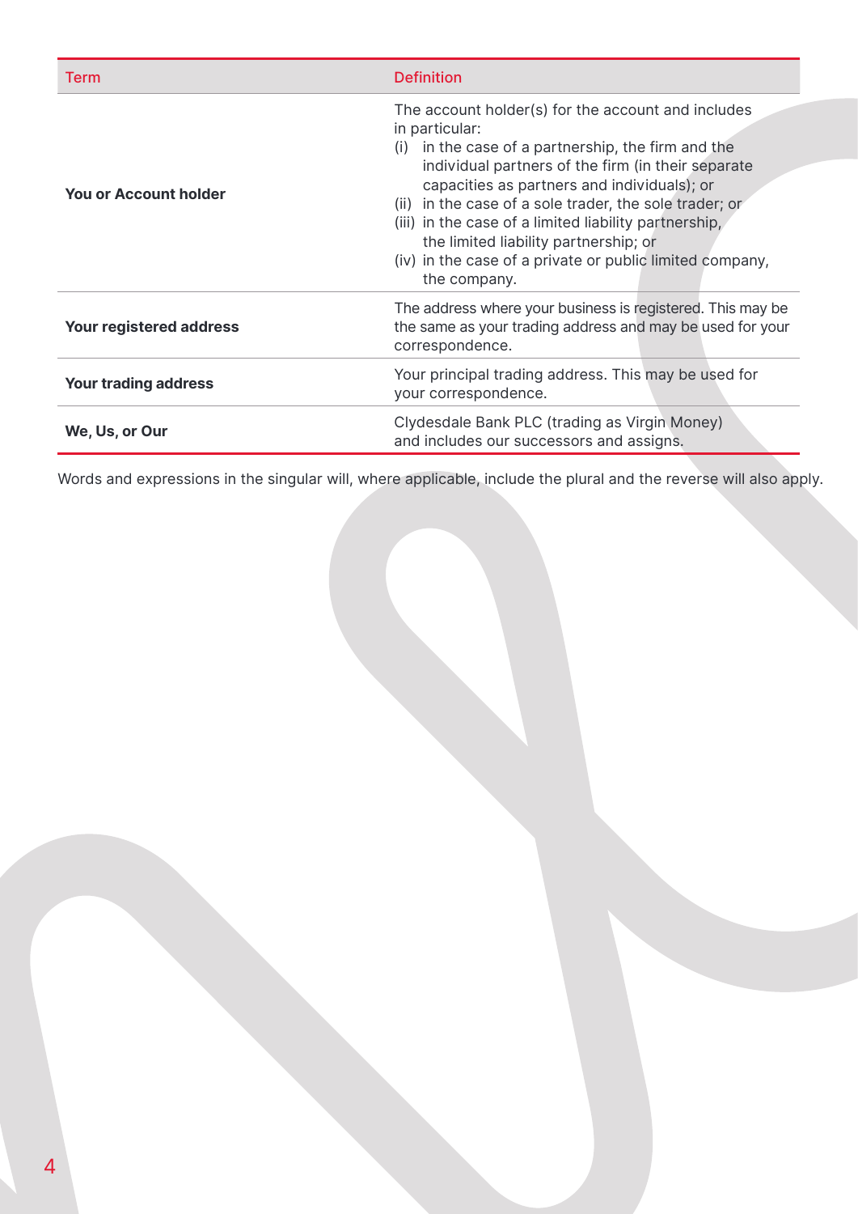| Term | Definition |
|---|---|
| **You or Account holder** | The account holder(s) for the account and includes in particular:<br>(i) in the case of a partnership, the firm and the individual partners of the firm (in their separate capacities as partners and individuals); or<br>(ii) in the case of a sole trader, the sole trader; or<br>(iii) in the case of a limited liability partnership, the limited liability partnership; or<br>(iv) in the case of a private or public limited company, the company. |
| **Your registered address** | The address where your business is registered. This may be the same as your trading address and may be used for your correspondence. |
| **Your trading address** | Your principal trading address. This may be used for your correspondence. |
| **We, Us, or Our** | Clydesdale Bank PLC (trading as Virgin Money) and includes our successors and assigns. |

Words and expressions in the singular will, where applicable, include the plural and the reverse will also apply.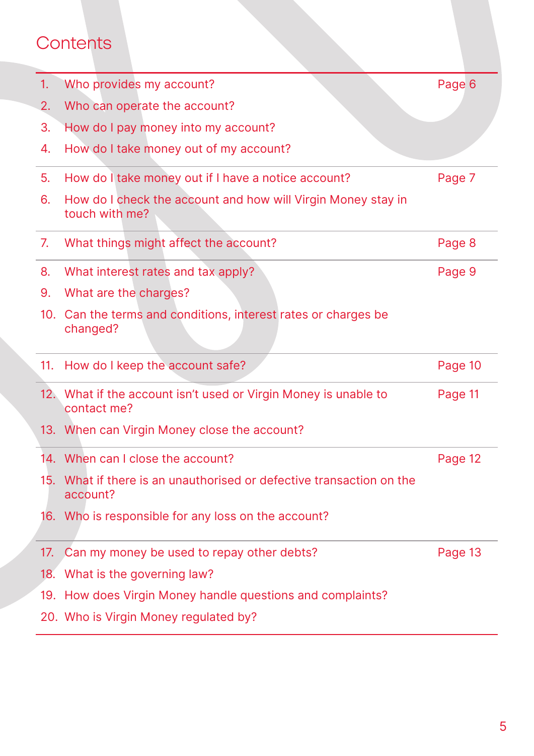# Contents

| | | |
|---|---|---|
| 1. | Who provides my account? | Page 6 |
| 2. | Who can operate the account? | |
| 3. | How do I pay money into my account? | |
| 4. | How do I take money out of my account? | |
| 5. | How do I take money out if I have a notice account? | Page 7 |
| 6. | How do I check the account and how will Virgin Money stay in touch with me? | |
| 7. | What things might affect the account? | Page 8 |
| 8. | What interest rates and tax apply? | Page 9 |
| 9. | What are the charges? | |
| 10. | Can the terms and conditions, interest rates or charges be changed? | |
| 11. | How do I keep the account safe? | Page 10 |
| 12. | What if the account isn't used or Virgin Money is unable to contact me? | Page 11 |
| 13. | When can Virgin Money close the account? | |
| 14. | When can I close the account? | Page 12 |
| 15. | What if there is an unauthorised or defective transaction on the account? | |
| 16. | Who is responsible for any loss on the account? | |
| 17. | Can my money be used to repay other debts? | Page 13 |
| 18. | What is the governing law? | |
| 19. | How does Virgin Money handle questions and complaints? | |
| 20. | Who is Virgin Money regulated by? | |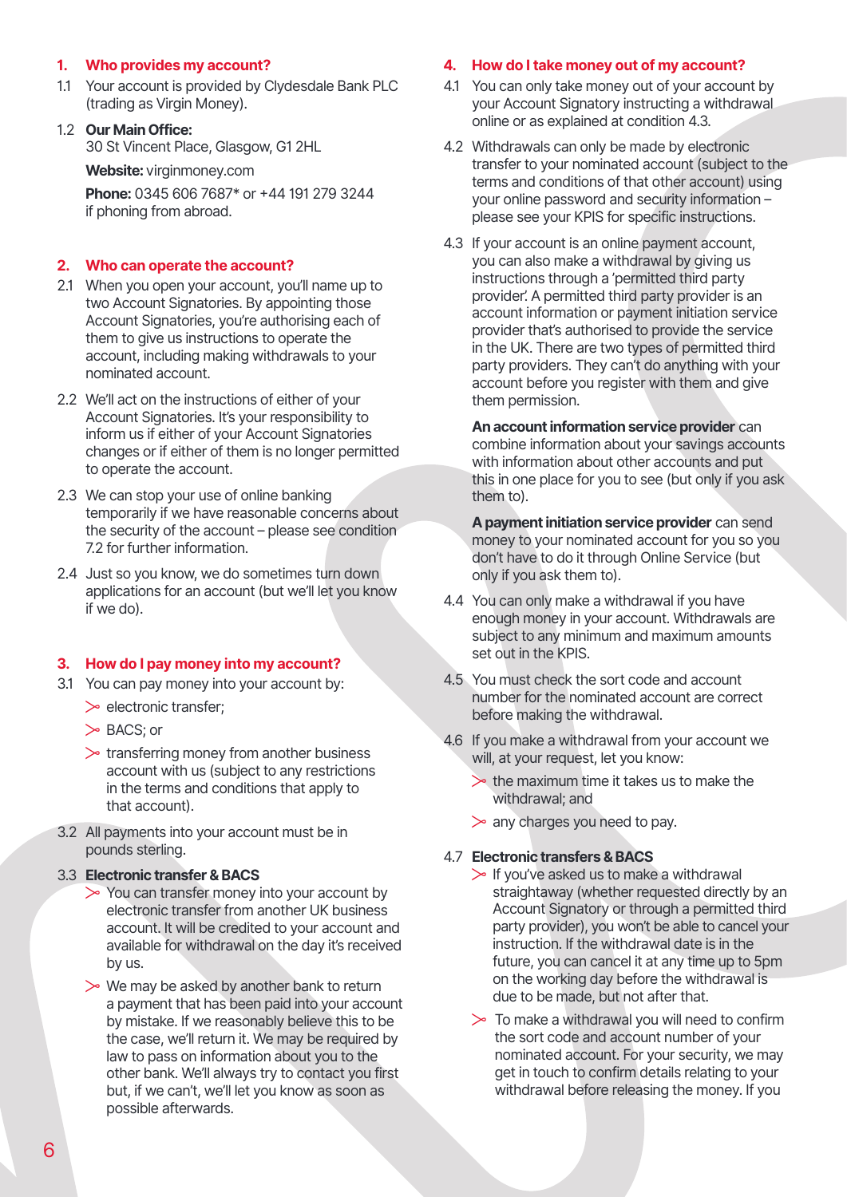## 1. Who provides my account?

1.1 Your account is provided by Clydesdale Bank PLC (trading as Virgin Money).

1.2 **Our Main Office:**
30 St Vincent Place, Glasgow, G1 2HL

**Website:** virginmoney.com

**Phone:** 0345 606 7687* or +44 191 279 3244 if phoning from abroad.

## 2. Who can operate the account?

2.1 When you open your account, you'll name up to two Account Signatories. By appointing those Account Signatories, you're authorising each of them to give us instructions to operate the account, including making withdrawals to your nominated account.

2.2 We'll act on the instructions of either of your Account Signatories. It's your responsibility to inform us if either of your Account Signatories changes or if either of them is no longer permitted to operate the account.

2.3 We can stop your use of online banking temporarily if we have reasonable concerns about the security of the account – please see condition 7.2 for further information.

2.4 Just so you know, we do sometimes turn down applications for an account (but we'll let you know if we do).

## 3. How do I pay money into my account?

3.1 You can pay money into your account by:

- electronic transfer;
- BACS; or
- transferring money from another business account with us (subject to any restrictions in the terms and conditions that apply to that account).

3.2 All payments into your account must be in pounds sterling.

3.3 **Electronic transfer & BACS**

- You can transfer money into your account by electronic transfer from another UK business account. It will be credited to your account and available for withdrawal on the day it's received by us.
- We may be asked by another bank to return a payment that has been paid into your account by mistake. If we reasonably believe this to be the case, we'll return it. We may be required by law to pass on information about you to the other bank. We'll always try to contact you first but, if we can't, we'll let you know as soon as possible afterwards.

## 4. How do I take money out of my account?

4.1 You can only take money out of your account by your Account Signatory instructing a withdrawal online or as explained at condition 4.3.

4.2 Withdrawals can only be made by electronic transfer to your nominated account (subject to the terms and conditions of that other account) using your online password and security information – please see your KPIS for specific instructions.

4.3 If your account is an online payment account, you can also make a withdrawal by giving us instructions through a 'permitted third party provider'. A permitted third party provider is an account information or payment initiation service provider that's authorised to provide the service in the UK. There are two types of permitted third party providers. They can't do anything with your account before you register with them and give them permission.

**An account information service provider** can combine information about your savings accounts with information about other accounts and put this in one place for you to see (but only if you ask them to).

**A payment initiation service provider** can send money to your nominated account for you so you don't have to do it through Online Service (but only if you ask them to).

4.4 You can only make a withdrawal if you have enough money in your account. Withdrawals are subject to any minimum and maximum amounts set out in the KPIS.

4.5 You must check the sort code and account number for the nominated account are correct before making the withdrawal.

4.6 If you make a withdrawal from your account we will, at your request, let you know:

- the maximum time it takes us to make the withdrawal; and
- any charges you need to pay.

4.7 **Electronic transfers & BACS**

- If you've asked us to make a withdrawal straightaway (whether requested directly by an Account Signatory or through a permitted third party provider), you won't be able to cancel your instruction. If the withdrawal date is in the future, you can cancel it at any time up to 5pm on the working day before the withdrawal is due to be made, but not after that.
- To make a withdrawal you will need to confirm the sort code and account number of your nominated account. For your security, we may get in touch to confirm details relating to your withdrawal before releasing the money. If you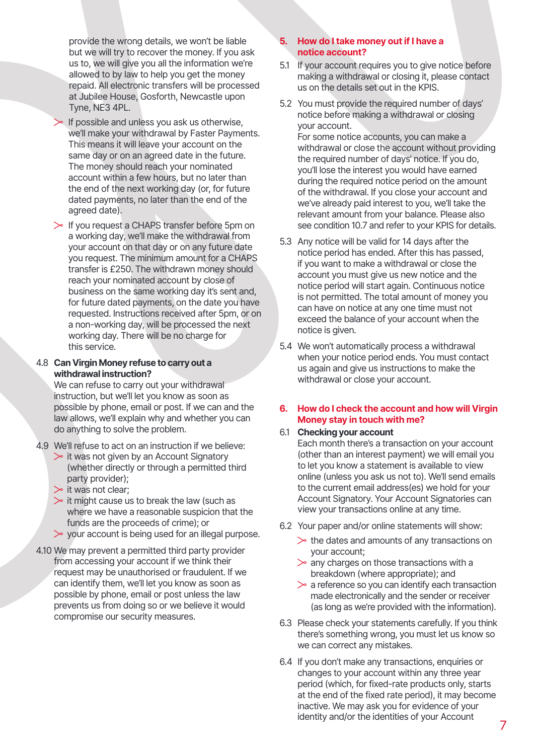provide the wrong details, we won't be liable but we will try to recover the money. If you ask us to, we will give you all the information we're allowed to by law to help you get the money repaid. All electronic transfers will be processed at Jubilee House, Gosforth, Newcastle upon Tyne, NE3 4PL.

- If possible and unless you ask us otherwise, we'll make your withdrawal by Faster Payments. This means it will leave your account on the same day or on an agreed date in the future. The money should reach your nominated account within a few hours, but no later than the end of the next working day (or, for future dated payments, no later than the end of the agreed date).
- If you request a CHAPS transfer before 5pm on a working day, we'll make the withdrawal from your account on that day or on any future date you request. The minimum amount for a CHAPS transfer is £250. The withdrawn money should reach your nominated account by close of business on the same working day it's sent and, for future dated payments, on the date you have requested. Instructions received after 5pm, or on a non-working day, will be processed the next working day. There will be no charge for this service.

4.8 **Can Virgin Money refuse to carry out a withdrawal instruction?**
We can refuse to carry out your withdrawal instruction, but we'll let you know as soon as possible by phone, email or post. If we can and the law allows, we'll explain why and whether you can do anything to solve the problem.

4.9 We'll refuse to act on an instruction if we believe:
- it was not given by an Account Signatory (whether directly or through a permitted third party provider);
- it was not clear;
- it might cause us to break the law (such as where we have a reasonable suspicion that the funds are the proceeds of crime); or
- your account is being used for an illegal purpose.

4.10 We may prevent a permitted third party provider from accessing your account if we think their request may be unauthorised or fraudulent. If we can identify them, we'll let you know as soon as possible by phone, email or post unless the law prevents us from doing so or we believe it would compromise our security measures.

## 5. How do I take money out if I have a notice account?

5.1 If your account requires you to give notice before making a withdrawal or closing it, please contact us on the details set out in the KPIS.

5.2 You must provide the required number of days' notice before making a withdrawal or closing your account.
For some notice accounts, you can make a withdrawal or close the account without providing the required number of days' notice. If you do, you'll lose the interest you would have earned during the required notice period on the amount of the withdrawal. If you close your account and we've already paid interest to you, we'll take the relevant amount from your balance. Please also see condition 10.7 and refer to your KPIS for details.

5.3 Any notice will be valid for 14 days after the notice period has ended. After this has passed, if you want to make a withdrawal or close the account you must give us new notice and the notice period will start again. Continuous notice is not permitted. The total amount of money you can have on notice at any one time must not exceed the balance of your account when the notice is given.

5.4 We won't automatically process a withdrawal when your notice period ends. You must contact us again and give us instructions to make the withdrawal or close your account.

## 6. How do I check the account and how will Virgin Money stay in touch with me?

6.1 **Checking your account**
Each month there's a transaction on your account (other than an interest payment) we will email you to let you know a statement is available to view online (unless you ask us not to). We'll send emails to the current email address(es) we hold for your Account Signatory. Your Account Signatories can view your transactions online at any time.

6.2 Your paper and/or online statements will show:
- the dates and amounts of any transactions on your account;
- any charges on those transactions with a breakdown (where appropriate); and
- a reference so you can identify each transaction made electronically and the sender or receiver (as long as we're provided with the information).

6.3 Please check your statements carefully. If you think there's something wrong, you must let us know so we can correct any mistakes.

6.4 If you don't make any transactions, enquiries or changes to your account within any three year period (which, for fixed-rate products only, starts at the end of the fixed rate period), it may become inactive. We may ask you for evidence of your identity and/or the identities of your Account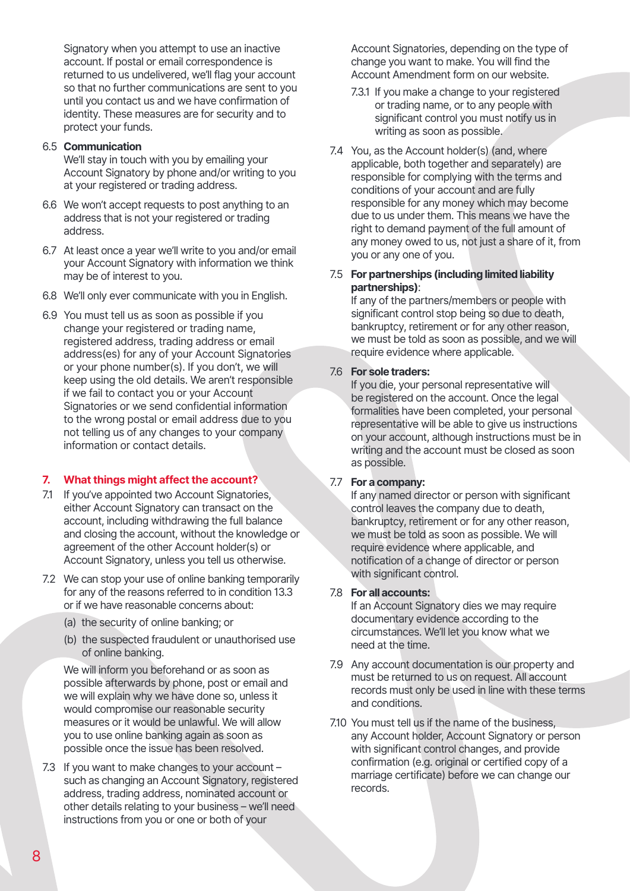Signatory when you attempt to use an inactive account. If postal or email correspondence is returned to us undelivered, we'll flag your account so that no further communications are sent to you until you contact us and we have confirmation of identity. These measures are for security and to protect your funds.

6.5 **Communication**
We'll stay in touch with you by emailing your Account Signatory by phone and/or writing to you at your registered or trading address.

6.6 We won't accept requests to post anything to an address that is not your registered or trading address.

6.7 At least once a year we'll write to you and/or email your Account Signatory with information we think may be of interest to you.

6.8 We'll only ever communicate with you in English.

6.9 You must tell us as soon as possible if you change your registered or trading name, registered address, trading address or email address(es) for any of your Account Signatories or your phone number(s). If you don't, we will keep using the old details. We aren't responsible if we fail to contact you or your Account Signatories or we send confidential information to the wrong postal or email address due to you not telling us of any changes to your company information or contact details.

## 7. What things might affect the account?

7.1 If you've appointed two Account Signatories, either Account Signatory can transact on the account, including withdrawing the full balance and closing the account, without the knowledge or agreement of the other Account holder(s) or Account Signatory, unless you tell us otherwise.

7.2 We can stop your use of online banking temporarily for any of the reasons referred to in condition 13.3 or if we have reasonable concerns about:

(a) the security of online banking; or

(b) the suspected fraudulent or unauthorised use of online banking.

We will inform you beforehand or as soon as possible afterwards by phone, post or email and we will explain why we have done so, unless it would compromise our reasonable security measures or it would be unlawful. We will allow you to use online banking again as soon as possible once the issue has been resolved.

7.3 If you want to make changes to your account – such as changing an Account Signatory, registered address, trading address, nominated account or other details relating to your business – we'll need instructions from you or one or both of your Account Signatories, depending on the type of change you want to make. You will find the Account Amendment form on our website.

7.3.1 If you make a change to your registered or trading name, or to any people with significant control you must notify us in writing as soon as possible.

7.4 You, as the Account holder(s) (and, where applicable, both together and separately) are responsible for complying with the terms and conditions of your account and are fully responsible for any money which may become due to us under them. This means we have the right to demand payment of the full amount of any money owed to us, not just a share of it, from you or any one of you.

7.5 **For partnerships (including limited liability partnerships)**:
If any of the partners/members or people with significant control stop being so due to death, bankruptcy, retirement or for any other reason, we must be told as soon as possible, and we will require evidence where applicable.

7.6 **For sole traders:**
If you die, your personal representative will be registered on the account. Once the legal formalities have been completed, your personal representative will be able to give us instructions on your account, although instructions must be in writing and the account must be closed as soon as possible.

7.7 **For a company:**
If any named director or person with significant control leaves the company due to death, bankruptcy, retirement or for any other reason, we must be told as soon as possible. We will require evidence where applicable, and notification of a change of director or person with significant control.

7.8 **For all accounts:**
If an Account Signatory dies we may require documentary evidence according to the circumstances. We'll let you know what we need at the time.

7.9 Any account documentation is our property and must be returned to us on request. All account records must only be used in line with these terms and conditions.

7.10 You must tell us if the name of the business, any Account holder, Account Signatory or person with significant control changes, and provide confirmation (e.g. original or certified copy of a marriage certificate) before we can change our records.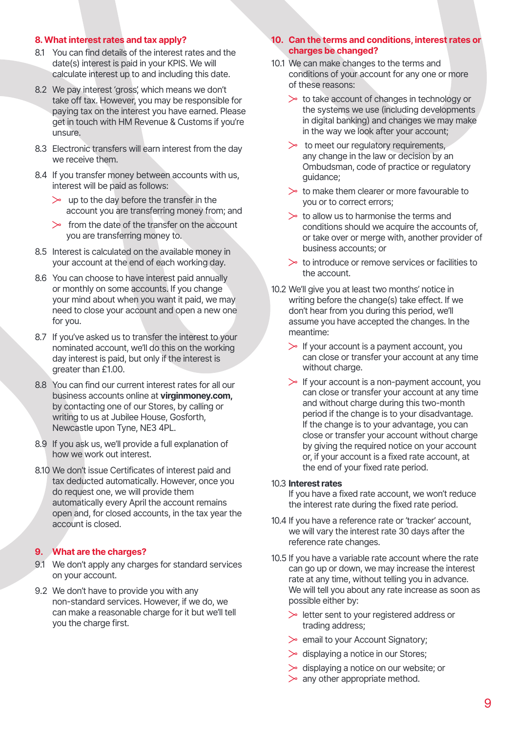## 8. What interest rates and tax apply?

8.1 You can find details of the interest rates and the date(s) interest is paid in your KPIS. We will calculate interest up to and including this date.

8.2 We pay interest 'gross', which means we don't take off tax. However, you may be responsible for paying tax on the interest you have earned. Please get in touch with HM Revenue & Customs if you're unsure.

8.3 Electronic transfers will earn interest from the day we receive them.

8.4 If you transfer money between accounts with us, interest will be paid as follows:

- up to the day before the transfer in the account you are transferring money from; and
- from the date of the transfer on the account you are transferring money to.

8.5 Interest is calculated on the available money in your account at the end of each working day.

8.6 You can choose to have interest paid annually or monthly on some accounts. If you change your mind about when you want it paid, we may need to close your account and open a new one for you.

8.7 If you've asked us to transfer the interest to your nominated account, we'll do this on the working day interest is paid, but only if the interest is greater than £1.00.

8.8 You can find our current interest rates for all our business accounts online at **virginmoney.com,** by contacting one of our Stores, by calling or writing to us at Jubilee House, Gosforth, Newcastle upon Tyne, NE3 4PL.

8.9 If you ask us, we'll provide a full explanation of how we work out interest.

8.10 We don't issue Certificates of interest paid and tax deducted automatically. However, once you do request one, we will provide them automatically every April the account remains open and, for closed accounts, in the tax year the account is closed.

## 9. What are the charges?

9.1 We don't apply any charges for standard services on your account.

9.2 We don't have to provide you with any non-standard services. However, if we do, we can make a reasonable charge for it but we'll tell you the charge first.

## 10. Can the terms and conditions, interest rates or charges be changed?

10.1 We can make changes to the terms and conditions of your account for any one or more of these reasons:

- to take account of changes in technology or the systems we use (including developments in digital banking) and changes we may make in the way we look after your account;
- to meet our regulatory requirements, any change in the law or decision by an Ombudsman, code of practice or regulatory guidance;
- to make them clearer or more favourable to you or to correct errors;
- to allow us to harmonise the terms and conditions should we acquire the accounts of, or take over or merge with, another provider of business accounts; or
- to introduce or remove services or facilities to the account.

10.2 We'll give you at least two months' notice in writing before the change(s) take effect. If we don't hear from you during this period, we'll assume you have accepted the changes. In the meantime:

- If your account is a payment account, you can close or transfer your account at any time without charge.
- If your account is a non-payment account, you can close or transfer your account at any time and without charge during this two-month period if the change is to your disadvantage. If the change is to your advantage, you can close or transfer your account without charge by giving the required notice on your account or, if your account is a fixed rate account, at the end of your fixed rate period.

10.3 **Interest rates**

If you have a fixed rate account, we won't reduce the interest rate during the fixed rate period.

10.4 If you have a reference rate or 'tracker' account, we will vary the interest rate 30 days after the reference rate changes.

10.5 If you have a variable rate account where the rate can go up or down, we may increase the interest rate at any time, without telling you in advance. We will tell you about any rate increase as soon as possible either by:

- letter sent to your registered address or trading address;
- email to your Account Signatory;
- displaying a notice in our Stores;
- displaying a notice on our website; or
- any other appropriate method.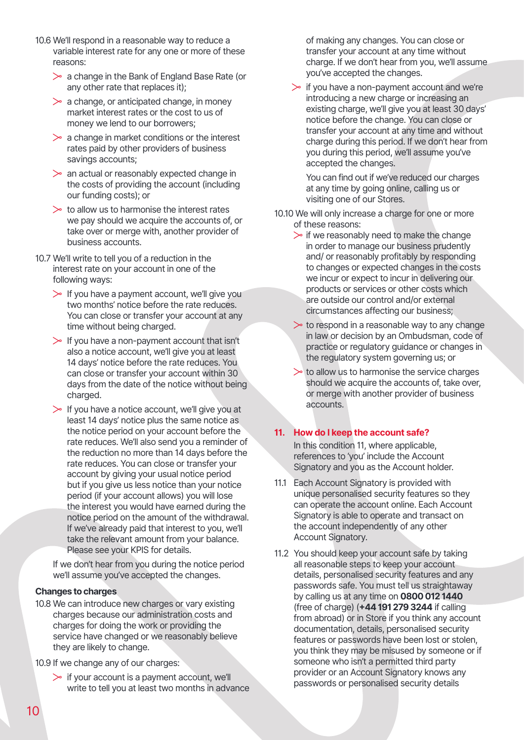10.6 We'll respond in a reasonable way to reduce a variable interest rate for any one or more of these reasons:

- a change in the Bank of England Base Rate (or any other rate that replaces it);
- a change, or anticipated change, in money market interest rates or the cost to us of money we lend to our borrowers;
- a change in market conditions or the interest rates paid by other providers of business savings accounts;
- an actual or reasonably expected change in the costs of providing the account (including our funding costs); or
- to allow us to harmonise the interest rates we pay should we acquire the accounts of, or take over or merge with, another provider of business accounts.

10.7 We'll write to tell you of a reduction in the interest rate on your account in one of the following ways:

- If you have a payment account, we'll give you two months' notice before the rate reduces. You can close or transfer your account at any time without being charged.
- If you have a non-payment account that isn't also a notice account, we'll give you at least 14 days' notice before the rate reduces. You can close or transfer your account within 30 days from the date of the notice without being charged.
- If you have a notice account, we'll give you at least 14 days' notice plus the same notice as the notice period on your account before the rate reduces. We'll also send you a reminder of the reduction no more than 14 days before the rate reduces. You can close or transfer your account by giving your usual notice period but if you give us less notice than your notice period (if your account allows) you will lose the interest you would have earned during the notice period on the amount of the withdrawal. If we've already paid that interest to you, we'll take the relevant amount from your balance. Please see your KPIS for details.

If we don't hear from you during the notice period we'll assume you've accepted the changes.

**Changes to charges**

10.8 We can introduce new charges or vary existing charges because our administration costs and charges for doing the work or providing the service have changed or we reasonably believe they are likely to change.

10.9 If we change any of our charges:

- if your account is a payment account, we'll write to tell you at least two months in advance of making any changes. You can close or transfer your account at any time without charge. If we don't hear from you, we'll assume you've accepted the changes.
- if you have a non-payment account and we're introducing a new charge or increasing an existing charge, we'll give you at least 30 days' notice before the change. You can close or transfer your account at any time and without charge during this period. If we don't hear from you during this period, we'll assume you've accepted the changes.

  You can find out if we've reduced our charges at any time by going online, calling us or visiting one of our Stores.

10.10 We will only increase a charge for one or more of these reasons:

- if we reasonably need to make the change in order to manage our business prudently and/ or reasonably profitably by responding to changes or expected changes in the costs we incur or expect to incur in delivering our products or services or other costs which are outside our control and/or external circumstances affecting our business;
- to respond in a reasonable way to any change in law or decision by an Ombudsman, code of practice or regulatory guidance or changes in the regulatory system governing us; or
- to allow us to harmonise the service charges should we acquire the accounts of, take over, or merge with another provider of business accounts.

## 11. How do I keep the account safe?

In this condition 11, where applicable, references to 'you' include the Account Signatory and you as the Account holder.

11.1 Each Account Signatory is provided with unique personalised security features so they can operate the account online. Each Account Signatory is able to operate and transact on the account independently of any other Account Signatory.

11.2 You should keep your account safe by taking all reasonable steps to keep your account details, personalised security features and any passwords safe. You must tell us straightaway by calling us at any time on **0800 012 1440** (free of charge) (**+44 191 279 3244** if calling from abroad) or in Store if you think any account documentation, details, personalised security features or passwords have been lost or stolen, you think they may be misused by someone or if someone who isn't a permitted third party provider or an Account Signatory knows any passwords or personalised security details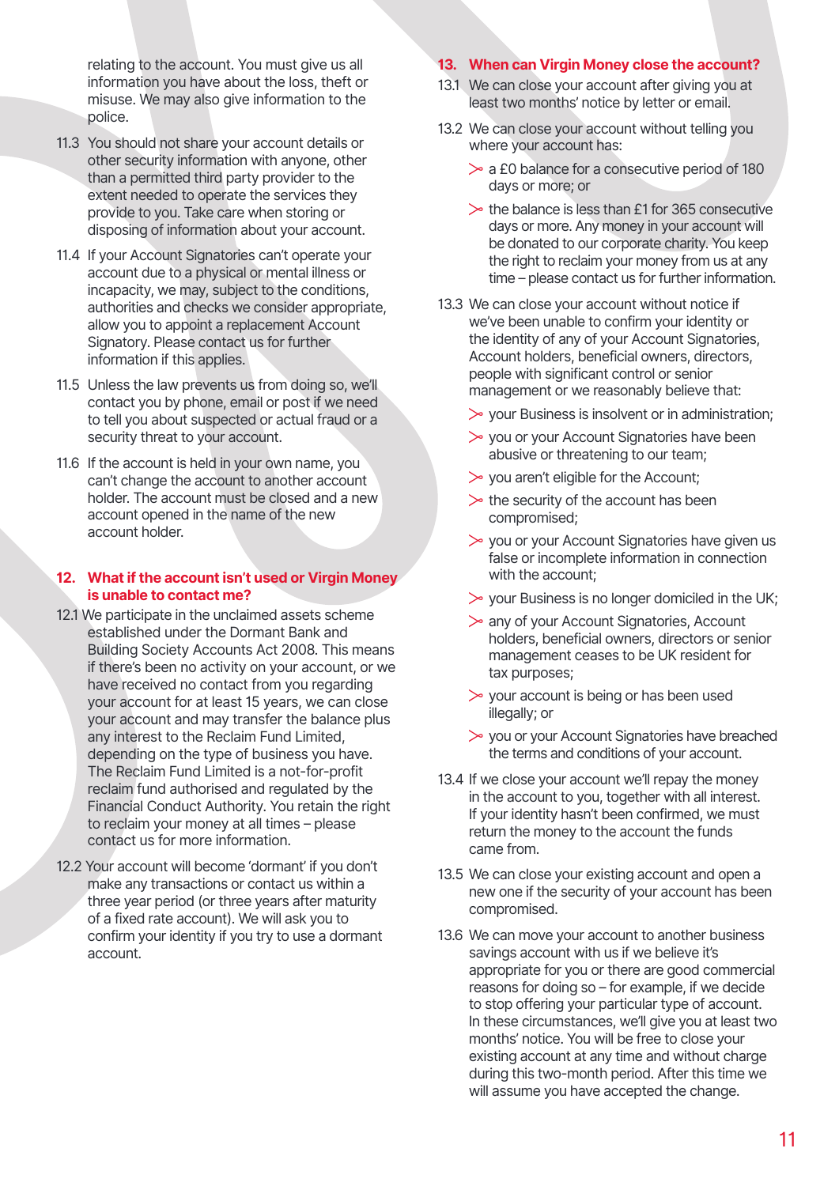relating to the account. You must give us all information you have about the loss, theft or misuse. We may also give information to the police.

11.3 You should not share your account details or other security information with anyone, other than a permitted third party provider to the extent needed to operate the services they provide to you. Take care when storing or disposing of information about your account.

11.4 If your Account Signatories can't operate your account due to a physical or mental illness or incapacity, we may, subject to the conditions, authorities and checks we consider appropriate, allow you to appoint a replacement Account Signatory. Please contact us for further information if this applies.

11.5 Unless the law prevents us from doing so, we'll contact you by phone, email or post if we need to tell you about suspected or actual fraud or a security threat to your account.

11.6 If the account is held in your own name, you can't change the account to another account holder. The account must be closed and a new account opened in the name of the new account holder.

## 12. What if the account isn't used or Virgin Money is unable to contact me?

12.1 We participate in the unclaimed assets scheme established under the Dormant Bank and Building Society Accounts Act 2008. This means if there's been no activity on your account, or we have received no contact from you regarding your account for at least 15 years, we can close your account and may transfer the balance plus any interest to the Reclaim Fund Limited, depending on the type of business you have. The Reclaim Fund Limited is a not-for-profit reclaim fund authorised and regulated by the Financial Conduct Authority. You retain the right to reclaim your money at all times – please contact us for more information.

12.2 Your account will become 'dormant' if you don't make any transactions or contact us within a three year period (or three years after maturity of a fixed rate account). We will ask you to confirm your identity if you try to use a dormant account.

## 13. When can Virgin Money close the account?

13.1 We can close your account after giving you at least two months' notice by letter or email.

13.2 We can close your account without telling you where your account has:

- a £0 balance for a consecutive period of 180 days or more; or
- the balance is less than £1 for 365 consecutive days or more. Any money in your account will be donated to our corporate charity. You keep the right to reclaim your money from us at any time – please contact us for further information.

13.3 We can close your account without notice if we've been unable to confirm your identity or the identity of any of your Account Signatories, Account holders, beneficial owners, directors, people with significant control or senior management or we reasonably believe that:

- your Business is insolvent or in administration;
- you or your Account Signatories have been abusive or threatening to our team;
- you aren't eligible for the Account;
- the security of the account has been compromised;
- you or your Account Signatories have given us false or incomplete information in connection with the account;
- your Business is no longer domiciled in the UK;
- any of your Account Signatories, Account holders, beneficial owners, directors or senior management ceases to be UK resident for tax purposes;
- your account is being or has been used illegally; or
- you or your Account Signatories have breached the terms and conditions of your account.

13.4 If we close your account we'll repay the money in the account to you, together with all interest. If your identity hasn't been confirmed, we must return the money to the account the funds came from.

13.5 We can close your existing account and open a new one if the security of your account has been compromised.

13.6 We can move your account to another business savings account with us if we believe it's appropriate for you or there are good commercial reasons for doing so – for example, if we decide to stop offering your particular type of account. In these circumstances, we'll give you at least two months' notice. You will be free to close your existing account at any time and without charge during this two-month period. After this time we will assume you have accepted the change.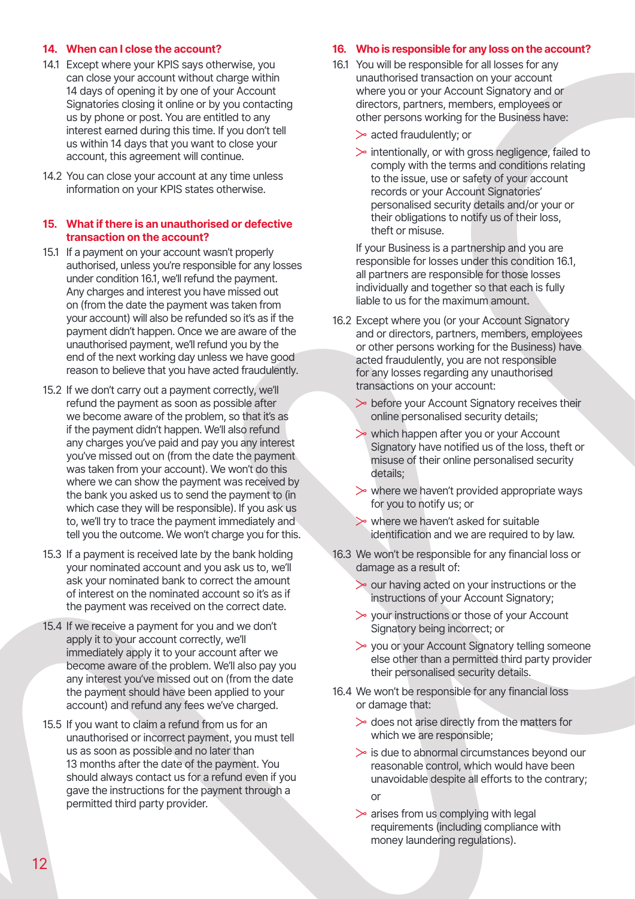## 14. When can I close the account?

14.1 Except where your KPIS says otherwise, you can close your account without charge within 14 days of opening it by one of your Account Signatories closing it online or by you contacting us by phone or post. You are entitled to any interest earned during this time. If you don't tell us within 14 days that you want to close your account, this agreement will continue.

14.2 You can close your account at any time unless information on your KPIS states otherwise.

## 15. What if there is an unauthorised or defective transaction on the account?

15.1 If a payment on your account wasn't properly authorised, unless you're responsible for any losses under condition 16.1, we'll refund the payment. Any charges and interest you have missed out on (from the date the payment was taken from your account) will also be refunded so it's as if the payment didn't happen. Once we are aware of the unauthorised payment, we'll refund you by the end of the next working day unless we have good reason to believe that you have acted fraudulently.

15.2 If we don't carry out a payment correctly, we'll refund the payment as soon as possible after we become aware of the problem, so that it's as if the payment didn't happen. We'll also refund any charges you've paid and pay you any interest you've missed out on (from the date the payment was taken from your account). We won't do this where we can show the payment was received by the bank you asked us to send the payment to (in which case they will be responsible). If you ask us to, we'll try to trace the payment immediately and tell you the outcome. We won't charge you for this.

15.3 If a payment is received late by the bank holding your nominated account and you ask us to, we'll ask your nominated bank to correct the amount of interest on the nominated account so it's as if the payment was received on the correct date.

15.4 If we receive a payment for you and we don't apply it to your account correctly, we'll immediately apply it to your account after we become aware of the problem. We'll also pay you any interest you've missed out on (from the date the payment should have been applied to your account) and refund any fees we've charged.

15.5 If you want to claim a refund from us for an unauthorised or incorrect payment, you must tell us as soon as possible and no later than 13 months after the date of the payment. You should always contact us for a refund even if you gave the instructions for the payment through a permitted third party provider.

## 16. Who is responsible for any loss on the account?

16.1 You will be responsible for all losses for any unauthorised transaction on your account where you or your Account Signatory and or directors, partners, members, employees or other persons working for the Business have:

- acted fraudulently; or
- intentionally, or with gross negligence, failed to comply with the terms and conditions relating to the issue, use or safety of your account records or your Account Signatories' personalised security details and/or your or their obligations to notify us of their loss, theft or misuse.

If your Business is a partnership and you are responsible for losses under this condition 16.1, all partners are responsible for those losses individually and together so that each is fully liable to us for the maximum amount.

16.2 Except where you (or your Account Signatory and or directors, partners, members, employees or other persons working for the Business) have acted fraudulently, you are not responsible for any losses regarding any unauthorised transactions on your account:

- before your Account Signatory receives their online personalised security details;
- which happen after you or your Account Signatory have notified us of the loss, theft or misuse of their online personalised security details;
- where we haven't provided appropriate ways for you to notify us; or
- where we haven't asked for suitable identification and we are required to by law.

16.3 We won't be responsible for any financial loss or damage as a result of:

- our having acted on your instructions or the instructions of your Account Signatory;
- your instructions or those of your Account Signatory being incorrect; or
- you or your Account Signatory telling someone else other than a permitted third party provider their personalised security details.

16.4 We won't be responsible for any financial loss or damage that:

- does not arise directly from the matters for which we are responsible;
- is due to abnormal circumstances beyond our reasonable control, which would have been unavoidable despite all efforts to the contrary; or
- arises from us complying with legal requirements (including compliance with money laundering regulations).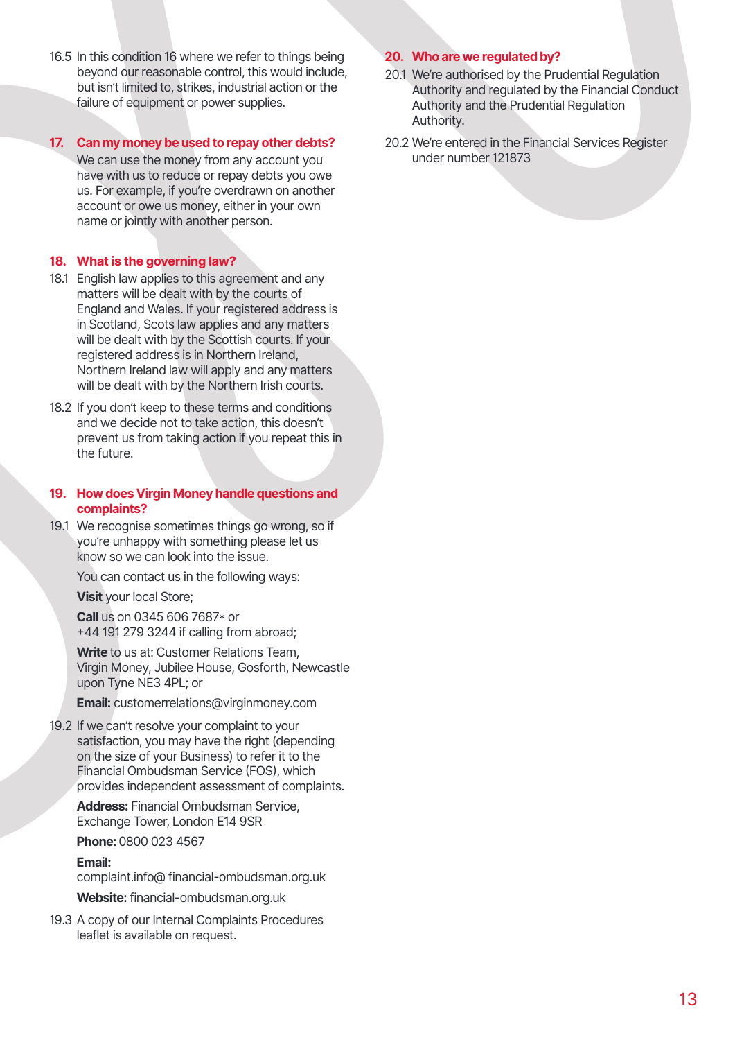16.5 In this condition 16 where we refer to things being beyond our reasonable control, this would include, but isn't limited to, strikes, industrial action or the failure of equipment or power supplies.

## 17. Can my money be used to repay other debts?

We can use the money from any account you have with us to reduce or repay debts you owe us. For example, if you're overdrawn on another account or owe us money, either in your own name or jointly with another person.

## 18. What is the governing law?

18.1 English law applies to this agreement and any matters will be dealt with by the courts of England and Wales. If your registered address is in Scotland, Scots law applies and any matters will be dealt with by the Scottish courts. If your registered address is in Northern Ireland, Northern Ireland law will apply and any matters will be dealt with by the Northern Irish courts.

18.2 If you don't keep to these terms and conditions and we decide not to take action, this doesn't prevent us from taking action if you repeat this in the future.

## 19. How does Virgin Money handle questions and complaints?

19.1 We recognise sometimes things go wrong, so if you're unhappy with something please let us know so we can look into the issue.

You can contact us in the following ways:

**Visit** your local Store;

**Call** us on 0345 606 7687* or +44 191 279 3244 if calling from abroad;

**Write** to us at: Customer Relations Team, Virgin Money, Jubilee House, Gosforth, Newcastle upon Tyne NE3 4PL; or

**Email:** customerrelations@virginmoney.com

19.2 If we can't resolve your complaint to your satisfaction, you may have the right (depending on the size of your Business) to refer it to the Financial Ombudsman Service (FOS), which provides independent assessment of complaints.

**Address:** Financial Ombudsman Service, Exchange Tower, London E14 9SR

**Phone:** 0800 023 4567

**Email:**
complaint.info@ financial-ombudsman.org.uk

**Website:** financial-ombudsman.org.uk

19.3 A copy of our Internal Complaints Procedures leaflet is available on request.

## 20. Who are we regulated by?

20.1 We're authorised by the Prudential Regulation Authority and regulated by the Financial Conduct Authority and the Prudential Regulation Authority.

20.2 We're entered in the Financial Services Register under number 121873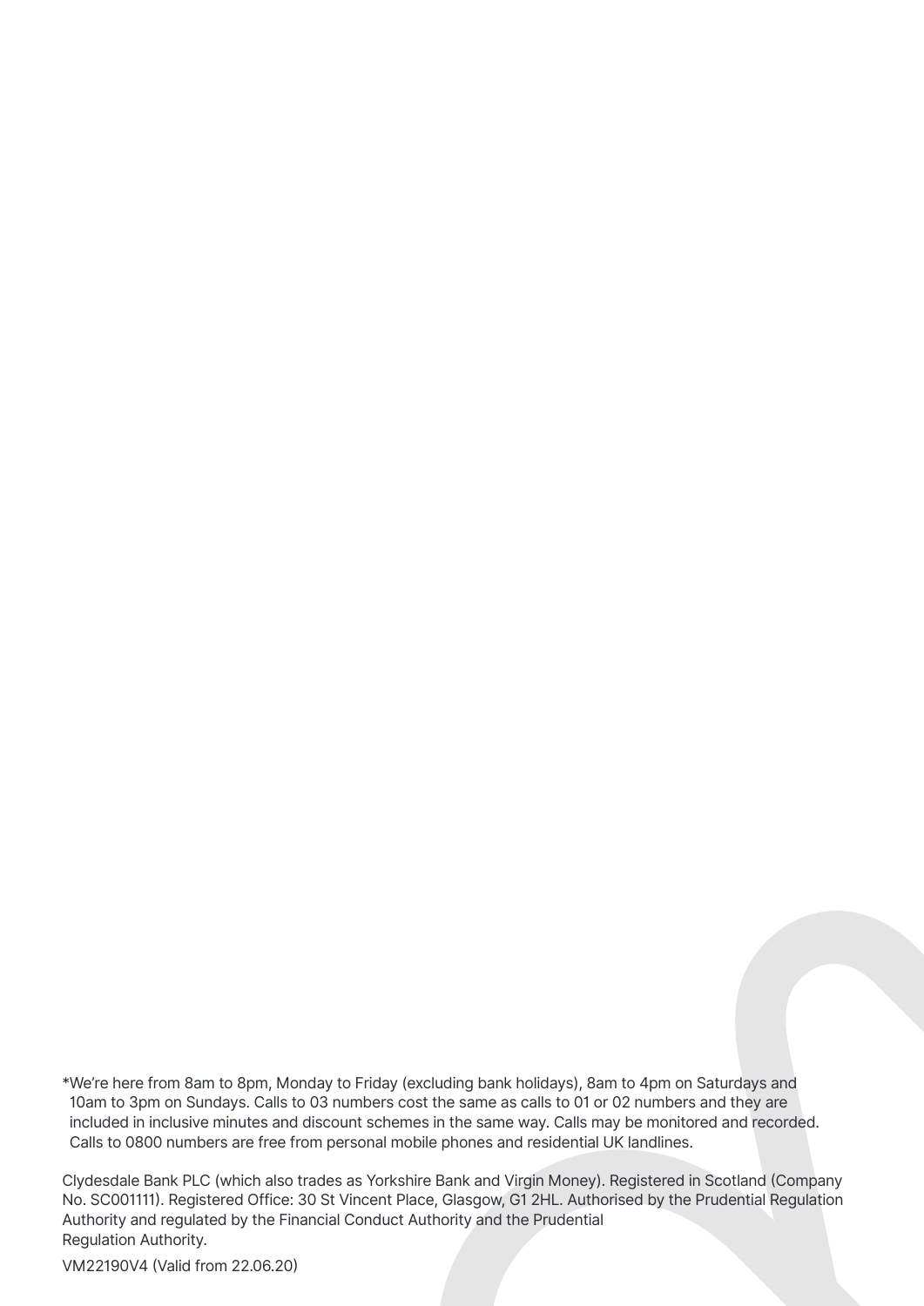*We're here from 8am to 8pm, Monday to Friday (excluding bank holidays), 8am to 4pm on Saturdays and 10am to 3pm on Sundays. Calls to 03 numbers cost the same as calls to 01 or 02 numbers and they are included in inclusive minutes and discount schemes in the same way. Calls may be monitored and recorded. Calls to 0800 numbers are free from personal mobile phones and residential UK landlines.

Clydesdale Bank PLC (which also trades as Yorkshire Bank and Virgin Money). Registered in Scotland (Company No. SC001111). Registered Office: 30 St Vincent Place, Glasgow, G1 2HL. Authorised by the Prudential Regulation Authority and regulated by the Financial Conduct Authority and the Prudential Regulation Authority.

VM22190V4 (Valid from 22.06.20)